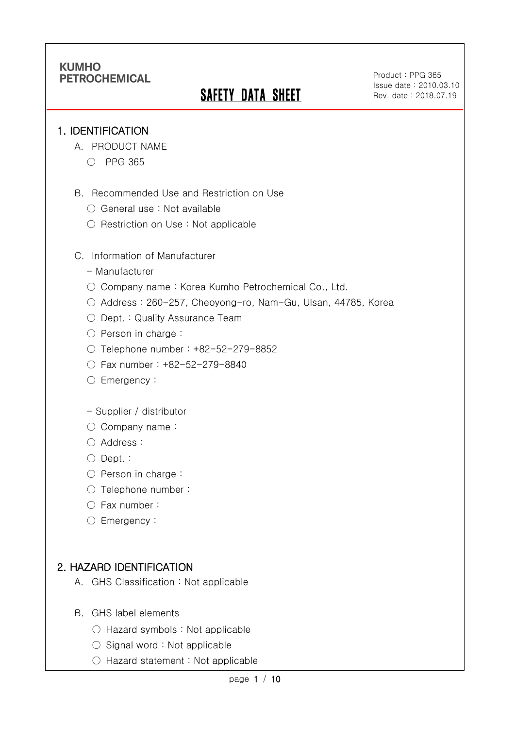KUMHO PETROCHEMICAL

Product : PPG 365
Issue date : 2010.03.10
Rev. date : 2018.07.19

# SAFETY DATA SHEET

## 1. IDENTIFICATION

A. PRODUCT NAME

○ PPG 365

B. Recommended Use and Restriction on Use

○ General use : Not available

○ Restriction on Use : Not applicable

C. Information of Manufacturer

- Manufacturer

○ Company name : Korea Kumho Petrochemical Co., Ltd.

○ Address : 260-257, Cheoyong-ro, Nam-Gu, Ulsan, 44785, Korea

○ Dept. : Quality Assurance Team

○ Person in charge :

○ Telephone number : +82-52-279-8852

○ Fax number : +82-52-279-8840

○ Emergency :

- Supplier / distributor

○ Company name :

○ Address :

○ Dept. :

○ Person in charge :

○ Telephone number :

○ Fax number :

○ Emergency :

## 2. HAZARD IDENTIFICATION

A. GHS Classification : Not applicable

B. GHS label elements

○ Hazard symbols : Not applicable

○ Signal word : Not applicable

○ Hazard statement : Not applicable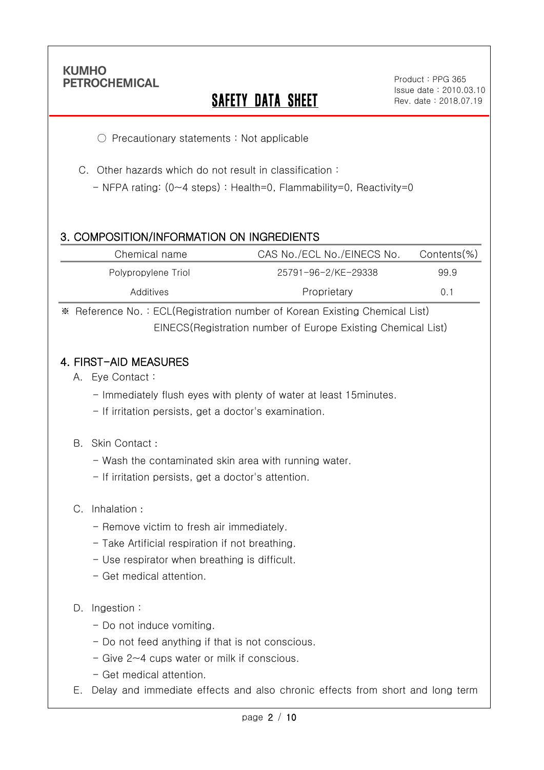○ Precautionary statements : Not applicable

C. Other hazards which do not result in classification :

- NFPA rating: (0~4 steps) : Health=0, Flammability=0, Reactivity=0

## 3. COMPOSITION/INFORMATION ON INGREDIENTS

| Chemical name | CAS No./ECL No./EINECS No. | Contents(%) |
| --- | --- | --- |
| Polypropylene Triol | 25791-96-2/KE-29338 | 99.9 |
| Additives | Proprietary | 0.1 |

※ Reference No. : ECL(Registration number of Korean Existing Chemical List)
EINECS(Registration number of Europe Existing Chemical List)

## 4. FIRST-AID MEASURES

A. Eye Contact :

- Immediately flush eyes with plenty of water at least 15minutes.
- If irritation persists, get a doctor's examination.

B. Skin Contact :

- Wash the contaminated skin area with running water.
- If irritation persists, get a doctor's attention.

C. Inhalation :

- Remove victim to fresh air immediately.
- Take Artificial respiration if not breathing.
- Use respirator when breathing is difficult.
- Get medical attention.

D. Ingestion :

- Do not induce vomiting.
- Do not feed anything if that is not conscious.
- Give 2~4 cups water or milk if conscious.
- Get medical attention.

E. Delay and immediate effects and also chronic effects from short and long term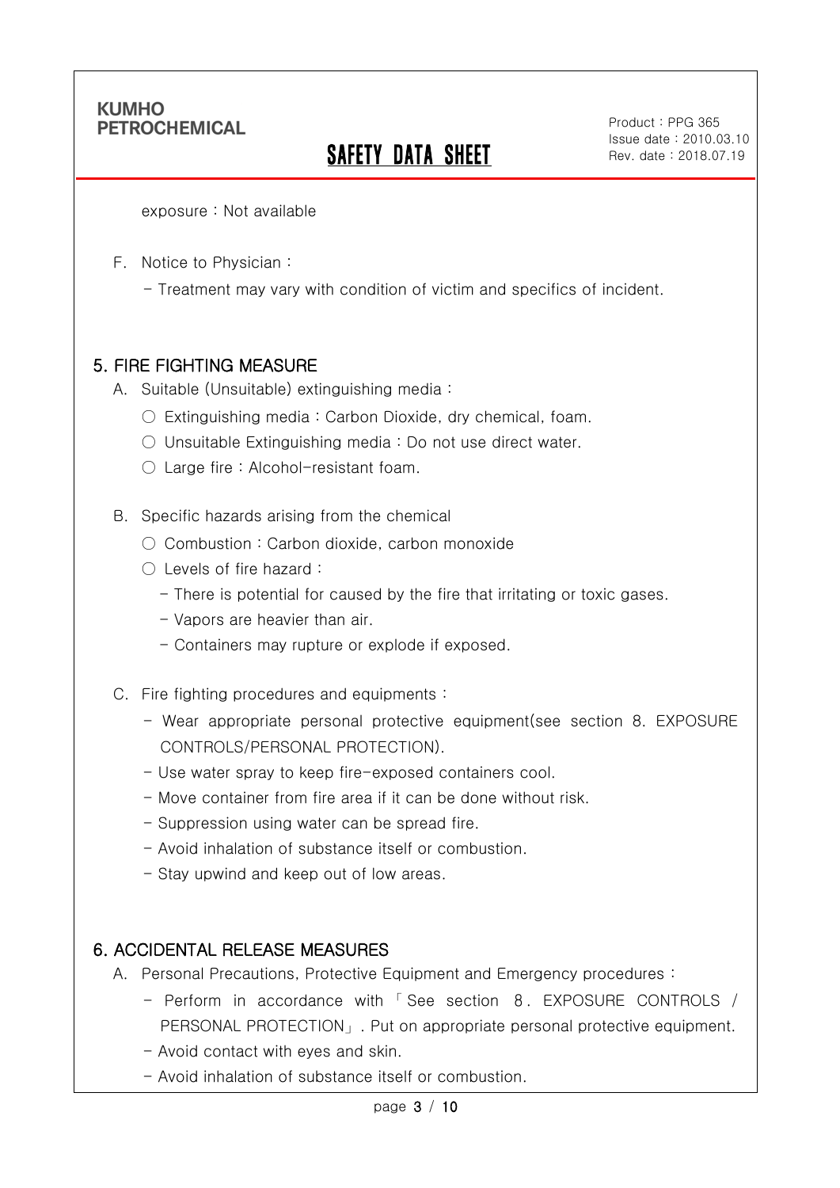exposure : Not available

F. Notice to Physician :

- Treatment may vary with condition of victim and specifics of incident.

## 5. FIRE FIGHTING MEASURE

A. Suitable (Unsuitable) extinguishing media :

○ Extinguishing media : Carbon Dioxide, dry chemical, foam.

○ Unsuitable Extinguishing media : Do not use direct water.

○ Large fire : Alcohol-resistant foam.

B. Specific hazards arising from the chemical

○ Combustion : Carbon dioxide, carbon monoxide

○ Levels of fire hazard :

- There is potential for caused by the fire that irritating or toxic gases.
- Vapors are heavier than air.
- Containers may rupture or explode if exposed.

C. Fire fighting procedures and equipments :

- Wear appropriate personal protective equipment(see section 8. EXPOSURE CONTROLS/PERSONAL PROTECTION).
- Use water spray to keep fire-exposed containers cool.
- Move container from fire area if it can be done without risk.
- Suppression using water can be spread fire.
- Avoid inhalation of substance itself or combustion.
- Stay upwind and keep out of low areas.

## 6. ACCIDENTAL RELEASE MEASURES

A. Personal Precautions, Protective Equipment and Emergency procedures :

- Perform in accordance with「See section 8. EXPOSURE CONTROLS / PERSONAL PROTECTION」. Put on appropriate personal protective equipment.
- Avoid contact with eyes and skin.
- Avoid inhalation of substance itself or combustion.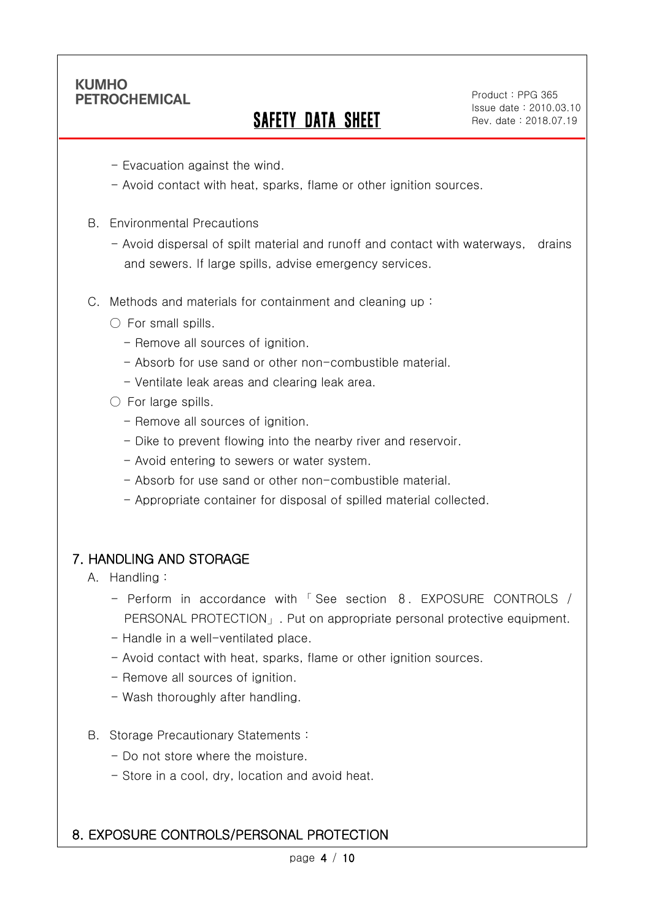- Evacuation against the wind.
- Avoid contact with heat, sparks, flame or other ignition sources.

B. Environmental Precautions

- Avoid dispersal of spilt material and runoff and contact with waterways, drains and sewers. If large spills, advise emergency services.

C. Methods and materials for containment and cleaning up :

○ For small spills.

- Remove all sources of ignition.
- Absorb for use sand or other non-combustible material.
- Ventilate leak areas and clearing leak area.

○ For large spills.

- Remove all sources of ignition.
- Dike to prevent flowing into the nearby river and reservoir.
- Avoid entering to sewers or water system.
- Absorb for use sand or other non-combustible material.
- Appropriate container for disposal of spilled material collected.

## 7. HANDLING AND STORAGE

A. Handling :

- Perform in accordance with 「See section 8. EXPOSURE CONTROLS / PERSONAL PROTECTION」. Put on appropriate personal protective equipment.
- Handle in a well-ventilated place.
- Avoid contact with heat, sparks, flame or other ignition sources.
- Remove all sources of ignition.
- Wash thoroughly after handling.

B. Storage Precautionary Statements :

- Do not store where the moisture.
- Store in a cool, dry, location and avoid heat.

## 8. EXPOSURE CONTROLS/PERSONAL PROTECTION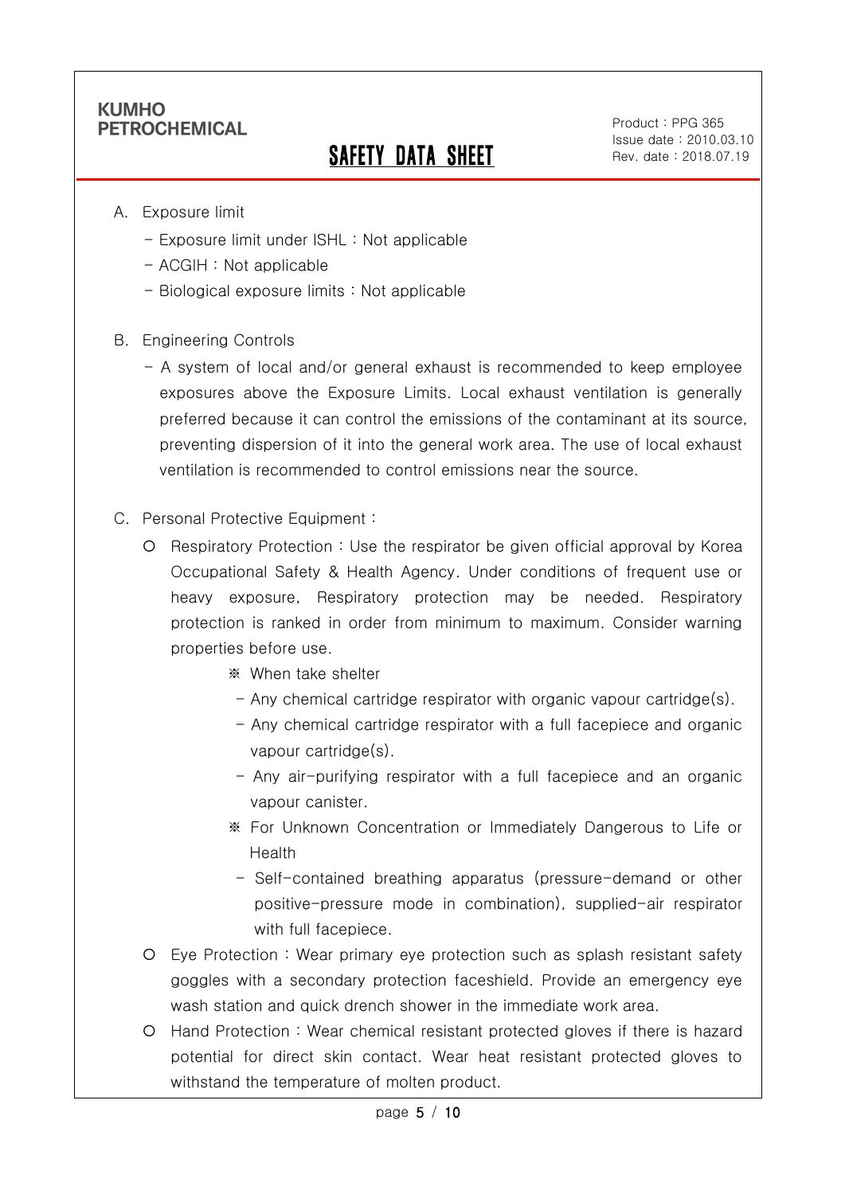A. Exposure limit

- Exposure limit under ISHL : Not applicable
- ACGIH : Not applicable
- Biological exposure limits : Not applicable

B. Engineering Controls

- A system of local and/or general exhaust is recommended to keep employee exposures above the Exposure Limits. Local exhaust ventilation is generally preferred because it can control the emissions of the contaminant at its source, preventing dispersion of it into the general work area. The use of local exhaust ventilation is recommended to control emissions near the source.

C. Personal Protective Equipment :

- Respiratory Protection : Use the respirator be given official approval by Korea Occupational Safety & Health Agency. Under conditions of frequent use or heavy exposure, Respiratory protection may be needed. Respiratory protection is ranked in order from minimum to maximum. Consider warning properties before use.
  - ※ When take shelter
    - Any chemical cartridge respirator with organic vapour cartridge(s).
    - Any chemical cartridge respirator with a full facepiece and organic vapour cartridge(s).
    - Any air-purifying respirator with a full facepiece and an organic vapour canister.
  - ※ For Unknown Concentration or Immediately Dangerous to Life or Health
    - Self-contained breathing apparatus (pressure-demand or other positive-pressure mode in combination), supplied-air respirator with full facepiece.
- Eye Protection : Wear primary eye protection such as splash resistant safety goggles with a secondary protection faceshield. Provide an emergency eye wash station and quick drench shower in the immediate work area.
- Hand Protection : Wear chemical resistant protected gloves if there is hazard potential for direct skin contact. Wear heat resistant protected gloves to withstand the temperature of molten product.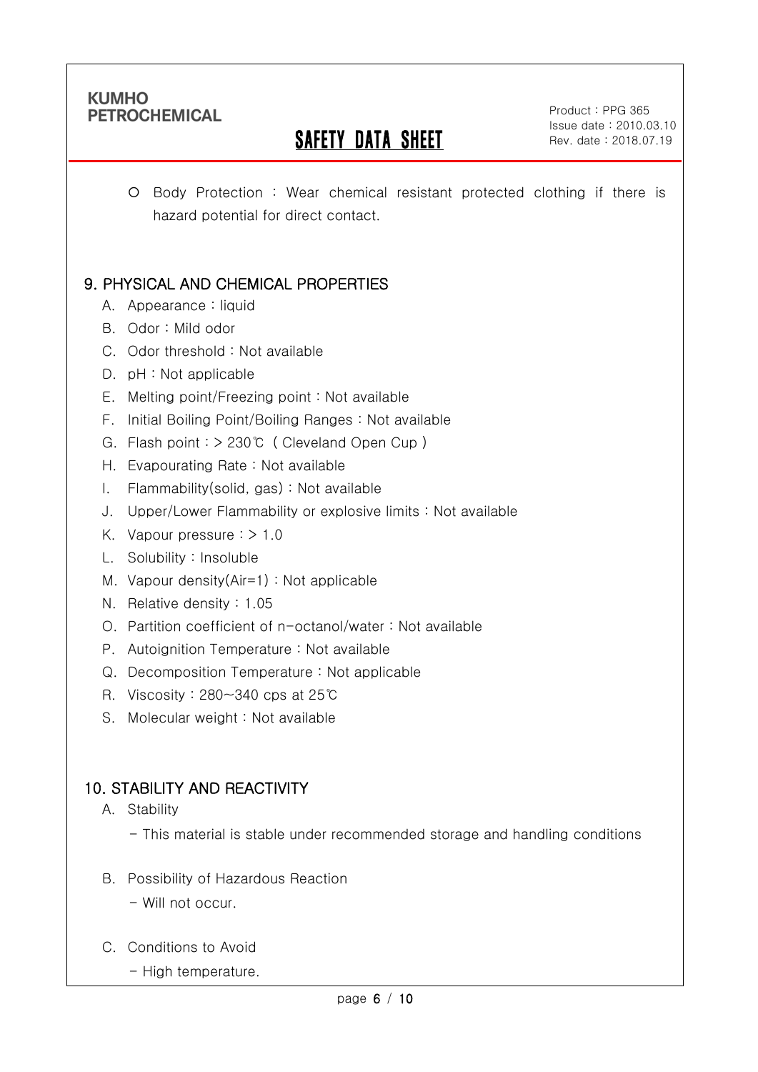○ Body Protection : Wear chemical resistant protected clothing if there is hazard potential for direct contact.

## 9. PHYSICAL AND CHEMICAL PROPERTIES

A. Appearance : liquid
B. Odor : Mild odor
C. Odor threshold : Not available
D. pH : Not applicable
E. Melting point/Freezing point : Not available
F. Initial Boiling Point/Boiling Ranges : Not available
G. Flash point : > 230℃ ( Cleveland Open Cup )
H. Evapourating Rate : Not available
I. Flammability(solid, gas) : Not available
J. Upper/Lower Flammability or explosive limits : Not available
K. Vapour pressure : > 1.0
L. Solubility : Insoluble
M. Vapour density(Air=1) : Not applicable
N. Relative density : 1.05
O. Partition coefficient of n-octanol/water : Not available
P. Autoignition Temperature : Not available
Q. Decomposition Temperature : Not applicable
R. Viscosity : 280~340 cps at 25℃
S. Molecular weight : Not available

## 10. STABILITY AND REACTIVITY

A. Stability

- This material is stable under recommended storage and handling conditions

B. Possibility of Hazardous Reaction

- Will not occur.

C. Conditions to Avoid

- High temperature.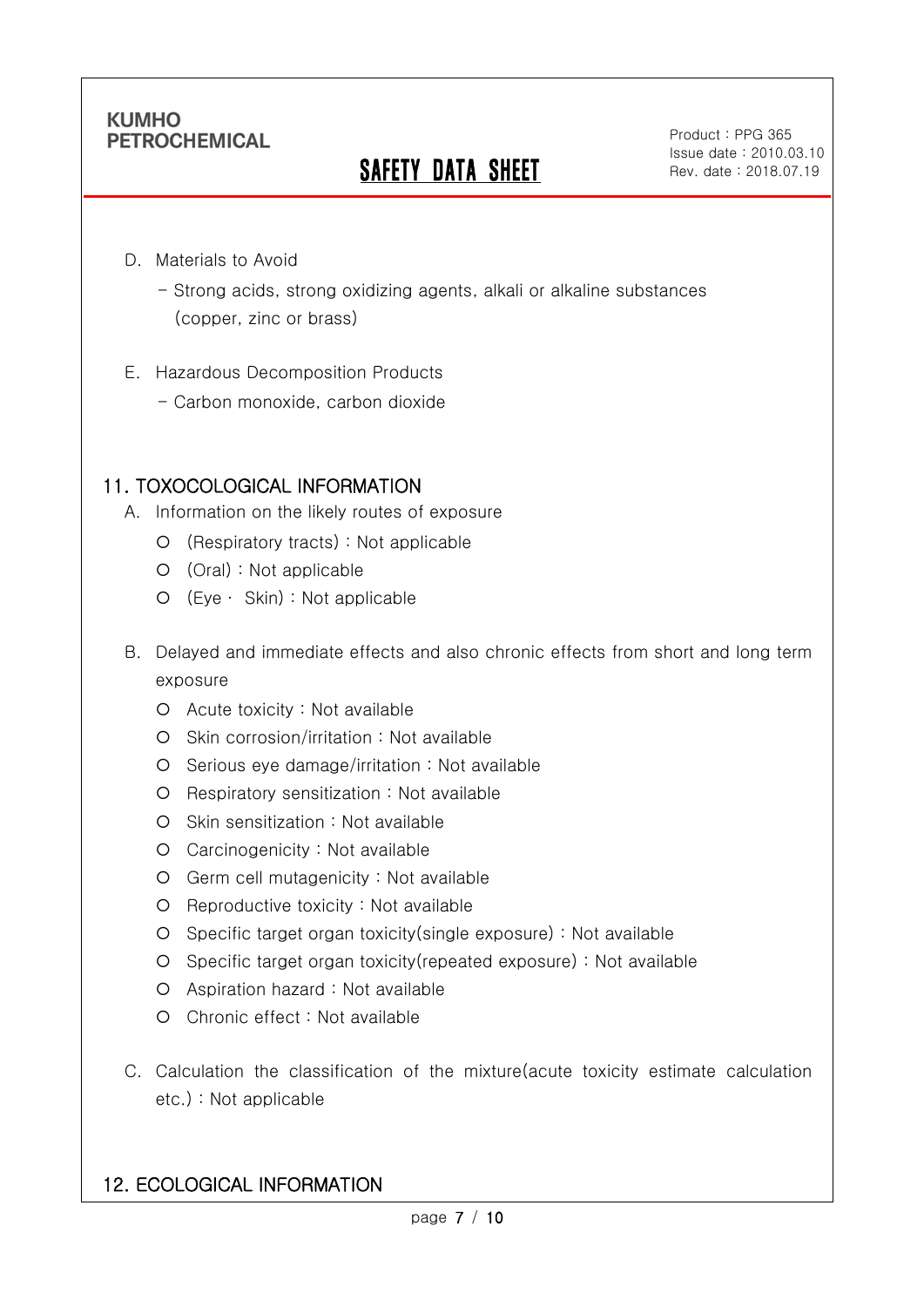D. Materials to Avoid

- Strong acids, strong oxidizing agents, alkali or alkaline substances (copper, zinc or brass)

E. Hazardous Decomposition Products

- Carbon monoxide, carbon dioxide

## 11. TOXOCOLOGICAL INFORMATION

A. Information on the likely routes of exposure

- (Respiratory tracts) : Not applicable
- (Oral) : Not applicable
- (Eye · Skin) : Not applicable

B. Delayed and immediate effects and also chronic effects from short and long term exposure

- Acute toxicity : Not available
- Skin corrosion/irritation : Not available
- Serious eye damage/irritation : Not available
- Respiratory sensitization : Not available
- Skin sensitization : Not available
- Carcinogenicity : Not available
- Germ cell mutagenicity : Not available
- Reproductive toxicity : Not available
- Specific target organ toxicity(single exposure) : Not available
- Specific target organ toxicity(repeated exposure) : Not available
- Aspiration hazard : Not available
- Chronic effect : Not available

C. Calculation the classification of the mixture(acute toxicity estimate calculation etc.) : Not applicable

## 12. ECOLOGICAL INFORMATION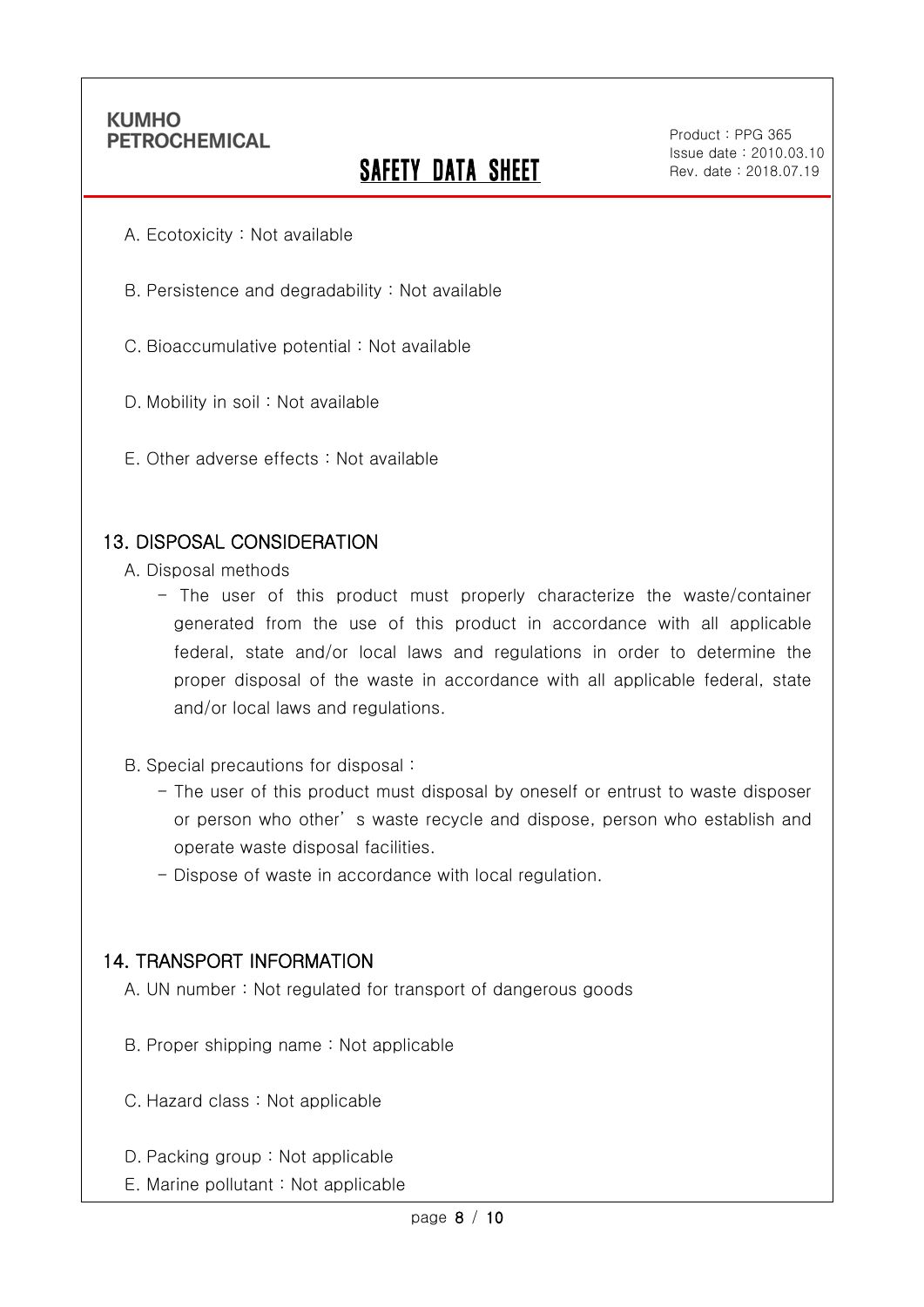A. Ecotoxicity : Not available

B. Persistence and degradability : Not available

C. Bioaccumulative potential : Not available

D. Mobility in soil : Not available

E. Other adverse effects : Not available

## 13. DISPOSAL CONSIDERATION

A. Disposal methods

- The user of this product must properly characterize the waste/container generated from the use of this product in accordance with all applicable federal, state and/or local laws and regulations in order to determine the proper disposal of the waste in accordance with all applicable federal, state and/or local laws and regulations.

B. Special precautions for disposal :

- The user of this product must disposal by oneself or entrust to waste disposer or person who other's waste recycle and dispose, person who establish and operate waste disposal facilities.
- Dispose of waste in accordance with local regulation.

## 14. TRANSPORT INFORMATION

A. UN number : Not regulated for transport of dangerous goods

B. Proper shipping name : Not applicable

C. Hazard class : Not applicable

D. Packing group : Not applicable

E. Marine pollutant : Not applicable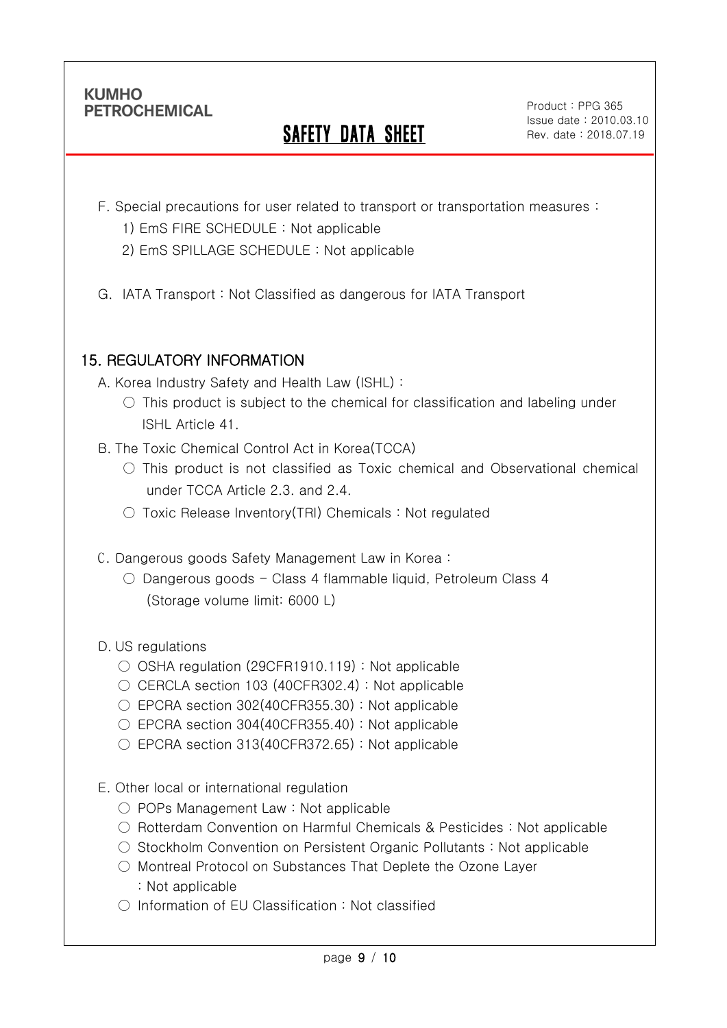F. Special precautions for user related to transport or transportation measures :

1) EmS FIRE SCHEDULE : Not applicable

2) EmS SPILLAGE SCHEDULE : Not applicable

G. IATA Transport : Not Classified as dangerous for IATA Transport

## 15. REGULATORY INFORMATION

A. Korea Industry Safety and Health Law (ISHL) :

○ This product is subject to the chemical for classification and labeling under ISHL Article 41.

B. The Toxic Chemical Control Act in Korea(TCCA)

○ This product is not classified as Toxic chemical and Observational chemical under TCCA Article 2.3. and 2.4.

○ Toxic Release Inventory(TRI) Chemicals : Not regulated

C. Dangerous goods Safety Management Law in Korea :

○ Dangerous goods – Class 4 flammable liquid, Petroleum Class 4 (Storage volume limit: 6000 L)

D. US regulations

○ OSHA regulation (29CFR1910.119) : Not applicable

○ CERCLA section 103 (40CFR302.4) : Not applicable

○ EPCRA section 302(40CFR355.30) : Not applicable

○ EPCRA section 304(40CFR355.40) : Not applicable

○ EPCRA section 313(40CFR372.65) : Not applicable

E. Other local or international regulation

○ POPs Management Law : Not applicable

○ Rotterdam Convention on Harmful Chemicals & Pesticides : Not applicable

○ Stockholm Convention on Persistent Organic Pollutants : Not applicable

○ Montreal Protocol on Substances That Deplete the Ozone Layer : Not applicable

○ Information of EU Classification : Not classified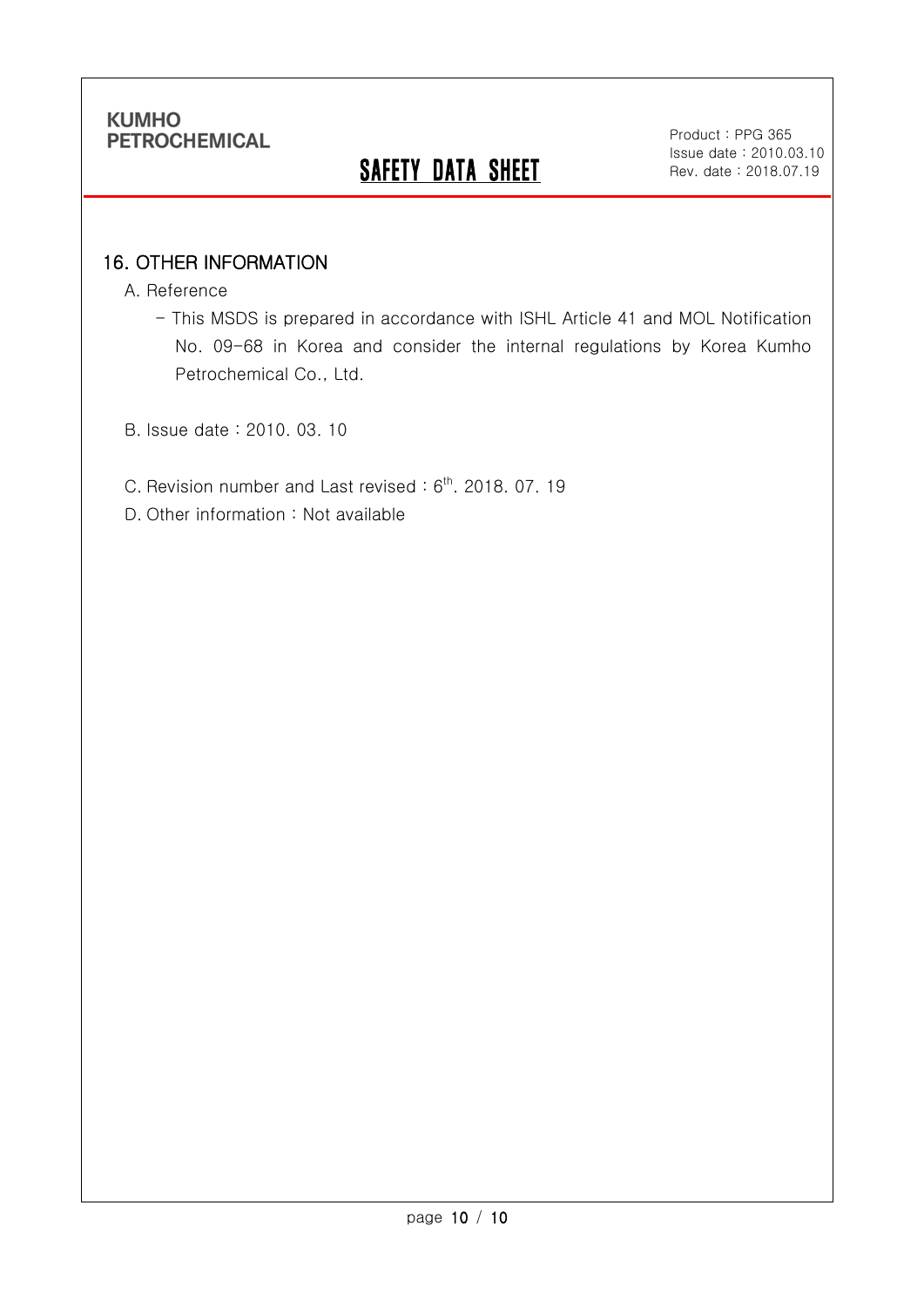## 16. OTHER INFORMATION

A. Reference

- This MSDS is prepared in accordance with ISHL Article 41 and MOL Notification No. 09-68 in Korea and consider the internal regulations by Korea Kumho Petrochemical Co., Ltd.

B. Issue date : 2010. 03. 10

C. Revision number and Last revised : $6^{th}$. 2018. 07. 19

D. Other information : Not available